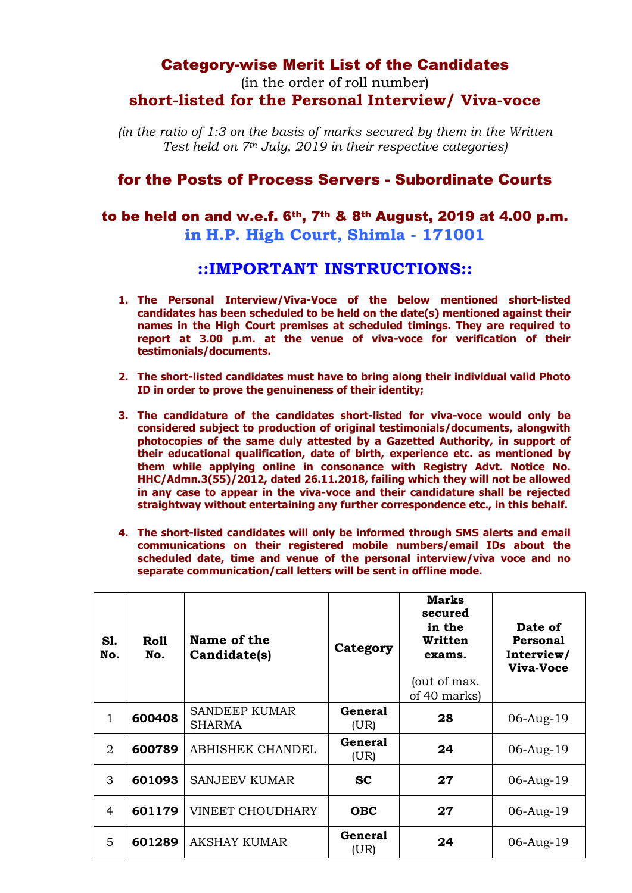# Category-wise Merit List of the Candidates

(in the order of roll number)

## short-listed for the Personal Interview/ Viva-voce

*(in the ratio of 1:3 on the basis of marks secured by them in the Written Test held on 7th July, 2019 in their respective categories)*

## for the Posts of Process Servers - Subordinate Courts

## to be held on and w.e.f. 6th, 7th & 8th August, 2019 at 4.00 p.m. in H.P. High Court, Shimla - 171001

## ::IMPORTANT INSTRUCTIONS::

1. **The Personal Interview/Viva-Voce of the below mentioned short-listed candidates has been scheduled to be held on the date(s) mentioned against their names in the High Court premises at scheduled timings. They are required to report at 3.00 p.m. at the venue of viva-voce for verification of their testimonials/documents.**

2. **The short-listed candidates must have to bring along their individual valid Photo ID in order to prove the genuineness of their identity;**

3. **The candidature of the candidates short-listed for viva-voce would only be considered subject to production of original testimonials/documents, alongwith photocopies of the same duly attested by a Gazetted Authority, in support of their educational qualification, date of birth, experience etc. as mentioned by them while applying online in consonance with Registry Advt. Notice No. HHC/Admn.3(55)/2012, dated 26.11.2018, failing which they will not be allowed in any case to appear in the viva-voce and their candidature shall be rejected straightway without entertaining any further correspondence etc., in this behalf.**

4. **The short-listed candidates will only be informed through SMS alerts and email communications on their registered mobile numbers/email IDs about the scheduled date, time and venue of the personal interview/viva voce and no separate communication/call letters will be sent in offline mode.**

| Sl. No. | Roll No. | Name of the Candidate(s) | Category | Marks secured in the Written exams. (out of max. of 40 marks) | Date of Personal Interview/ Viva-Voce |
|---|---|---|---|---|---|
| 1 | **600408** | SANDEEP KUMAR SHARMA | **General** (UR) | **28** | 06-Aug-19 |
| 2 | **600789** | ABHISHEK CHANDEL | **General** (UR) | **24** | 06-Aug-19 |
| 3 | **601093** | SANJEEV KUMAR | **SC** | **27** | 06-Aug-19 |
| 4 | **601179** | VINEET CHOUDHARY | **OBC** | **27** | 06-Aug-19 |
| 5 | **601289** | AKSHAY KUMAR | **General** (UR) | **24** | 06-Aug-19 |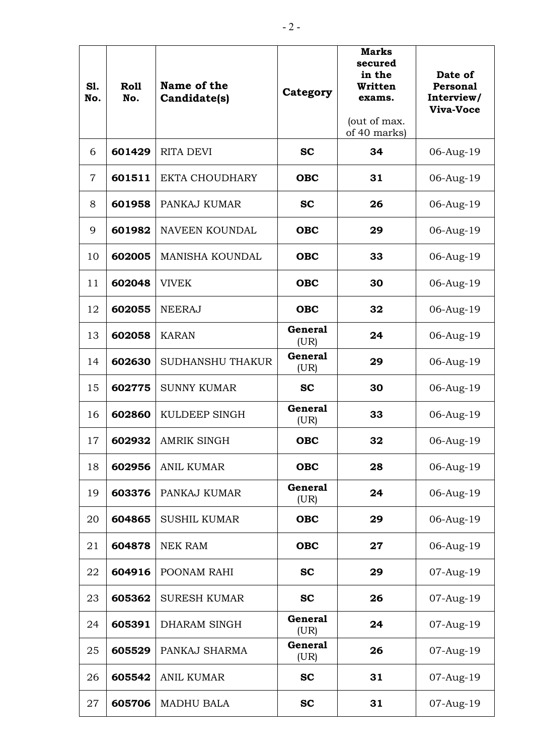| Sl. No. | Roll No. | Name of the Candidate(s) | Category | Marks secured in the Written exams. (out of max. of 40 marks) | Date of Personal Interview/ Viva-Voce |
|---|---|---|---|---|---|
| 6 | **601429** | RITA DEVI | **SC** | **34** | 06-Aug-19 |
| 7 | **601511** | EKTA CHOUDHARY | **OBC** | **31** | 06-Aug-19 |
| 8 | **601958** | PANKAJ KUMAR | **SC** | **26** | 06-Aug-19 |
| 9 | **601982** | NAVEEN KOUNDAL | **OBC** | **29** | 06-Aug-19 |
| 10 | **602005** | MANISHA KOUNDAL | **OBC** | **33** | 06-Aug-19 |
| 11 | **602048** | VIVEK | **OBC** | **30** | 06-Aug-19 |
| 12 | **602055** | NEERAJ | **OBC** | **32** | 06-Aug-19 |
| 13 | **602058** | KARAN | **General** (UR) | **24** | 06-Aug-19 |
| 14 | **602630** | SUDHANSHU THAKUR | **General** (UR) | **29** | 06-Aug-19 |
| 15 | **602775** | SUNNY KUMAR | **SC** | **30** | 06-Aug-19 |
| 16 | **602860** | KULDEEP SINGH | **General** (UR) | **33** | 06-Aug-19 |
| 17 | **602932** | AMRIK SINGH | **OBC** | **32** | 06-Aug-19 |
| 18 | **602956** | ANIL KUMAR | **OBC** | **28** | 06-Aug-19 |
| 19 | **603376** | PANKAJ KUMAR | **General** (UR) | **24** | 06-Aug-19 |
| 20 | **604865** | SUSHIL KUMAR | **OBC** | **29** | 06-Aug-19 |
| 21 | **604878** | NEK RAM | **OBC** | **27** | 06-Aug-19 |
| 22 | **604916** | POONAM RAHI | **SC** | **29** | 07-Aug-19 |
| 23 | **605362** | SURESH KUMAR | **SC** | **26** | 07-Aug-19 |
| 24 | **605391** | DHARAM SINGH | **General** (UR) | **24** | 07-Aug-19 |
| 25 | **605529** | PANKAJ SHARMA | **General** (UR) | **26** | 07-Aug-19 |
| 26 | **605542** | ANIL KUMAR | **SC** | **31** | 07-Aug-19 |
| 27 | **605706** | MADHU BALA | **SC** | **31** | 07-Aug-19 |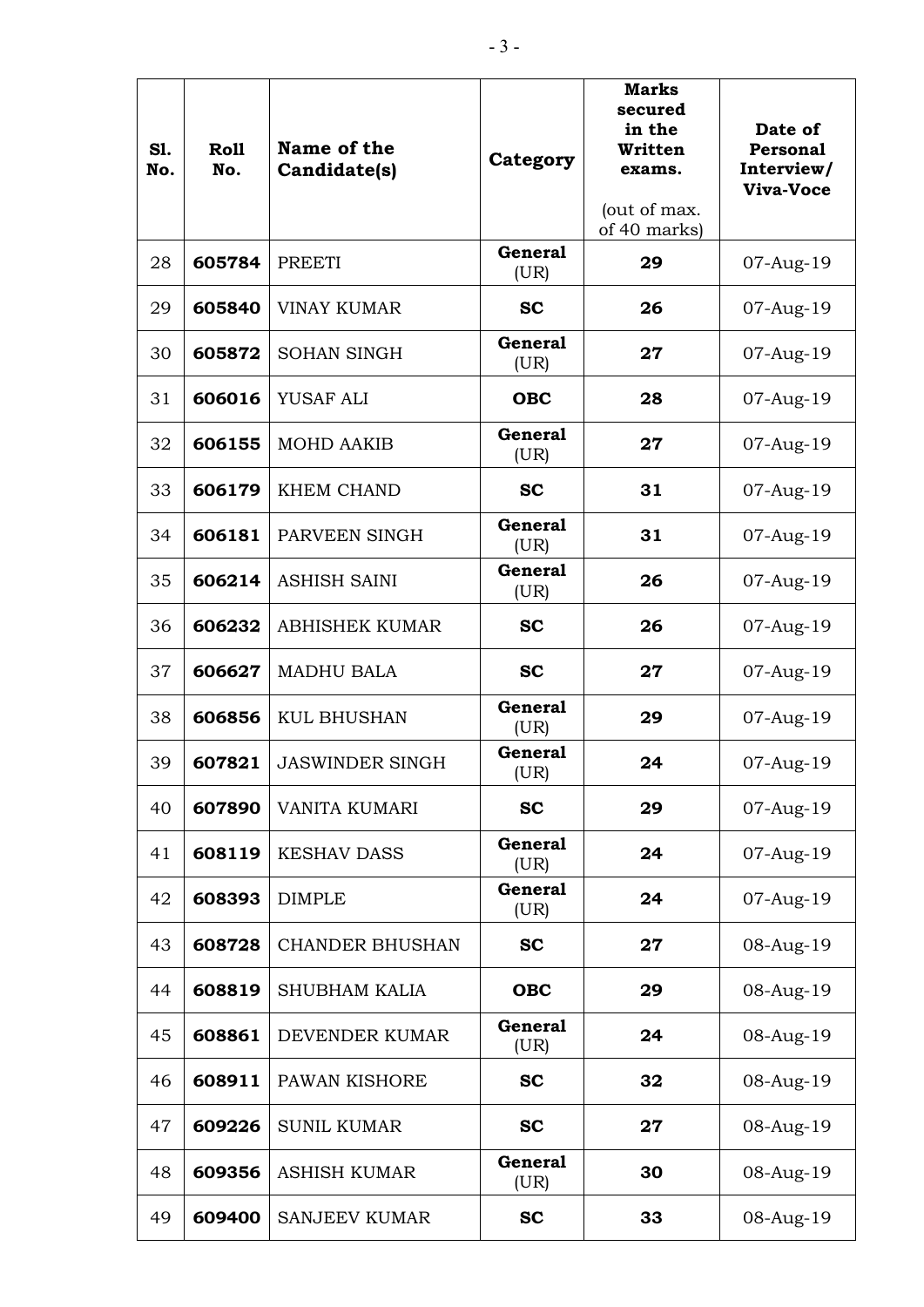| Sl. No. | Roll No. | Name of the Candidate(s) | Category | Marks secured in the Written exams. (out of max. of 40 marks) | Date of Personal Interview/ Viva-Voce |
|---|---|---|---|---|---|
| 28 | **605784** | PREETI | **General** (UR) | **29** | 07-Aug-19 |
| 29 | **605840** | VINAY KUMAR | **SC** | **26** | 07-Aug-19 |
| 30 | **605872** | SOHAN SINGH | **General** (UR) | **27** | 07-Aug-19 |
| 31 | **606016** | YUSAF ALI | **OBC** | **28** | 07-Aug-19 |
| 32 | **606155** | MOHD AAKIB | **General** (UR) | **27** | 07-Aug-19 |
| 33 | **606179** | KHEM CHAND | **SC** | **31** | 07-Aug-19 |
| 34 | **606181** | PARVEEN SINGH | **General** (UR) | **31** | 07-Aug-19 |
| 35 | **606214** | ASHISH SAINI | **General** (UR) | **26** | 07-Aug-19 |
| 36 | **606232** | ABHISHEK KUMAR | **SC** | **26** | 07-Aug-19 |
| 37 | **606627** | MADHU BALA | **SC** | **27** | 07-Aug-19 |
| 38 | **606856** | KUL BHUSHAN | **General** (UR) | **29** | 07-Aug-19 |
| 39 | **607821** | JASWINDER SINGH | **General** (UR) | **24** | 07-Aug-19 |
| 40 | **607890** | VANITA KUMARI | **SC** | **29** | 07-Aug-19 |
| 41 | **608119** | KESHAV DASS | **General** (UR) | **24** | 07-Aug-19 |
| 42 | **608393** | DIMPLE | **General** (UR) | **24** | 07-Aug-19 |
| 43 | **608728** | CHANDER BHUSHAN | **SC** | **27** | 08-Aug-19 |
| 44 | **608819** | SHUBHAM KALIA | **OBC** | **29** | 08-Aug-19 |
| 45 | **608861** | DEVENDER KUMAR | **General** (UR) | **24** | 08-Aug-19 |
| 46 | **608911** | PAWAN KISHORE | **SC** | **32** | 08-Aug-19 |
| 47 | **609226** | SUNIL KUMAR | **SC** | **27** | 08-Aug-19 |
| 48 | **609356** | ASHISH KUMAR | **General** (UR) | **30** | 08-Aug-19 |
| 49 | **609400** | SANJEEV KUMAR | **SC** | **33** | 08-Aug-19 |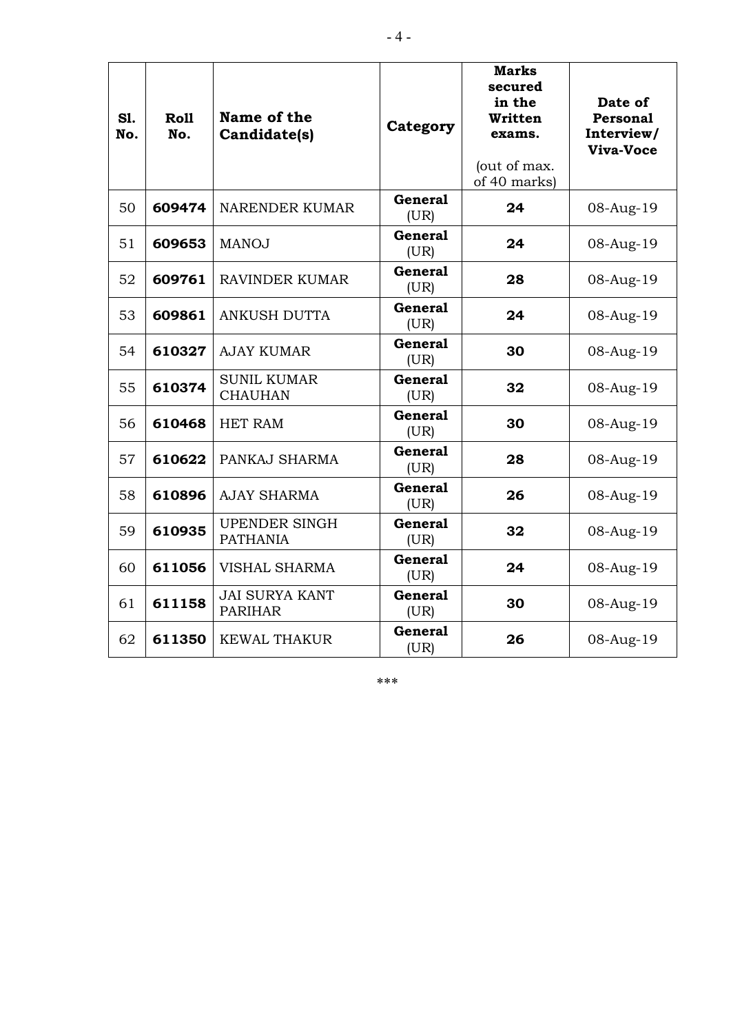| Sl. No. | Roll No. | Name of the Candidate(s) | Category | Marks secured in the Written exams. (out of max. of 40 marks) | Date of Personal Interview/ Viva-Voce |
|---|---|---|---|---|---|
| 50 | **609474** | NARENDER KUMAR | **General** (UR) | **24** | 08-Aug-19 |
| 51 | **609653** | MANOJ | **General** (UR) | **24** | 08-Aug-19 |
| 52 | **609761** | RAVINDER KUMAR | **General** (UR) | **28** | 08-Aug-19 |
| 53 | **609861** | ANKUSH DUTTA | **General** (UR) | **24** | 08-Aug-19 |
| 54 | **610327** | AJAY KUMAR | **General** (UR) | **30** | 08-Aug-19 |
| 55 | **610374** | SUNIL KUMAR CHAUHAN | **General** (UR) | **32** | 08-Aug-19 |
| 56 | **610468** | HET RAM | **General** (UR) | **30** | 08-Aug-19 |
| 57 | **610622** | PANKAJ SHARMA | **General** (UR) | **28** | 08-Aug-19 |
| 58 | **610896** | AJAY SHARMA | **General** (UR) | **26** | 08-Aug-19 |
| 59 | **610935** | UPENDER SINGH PATHANIA | **General** (UR) | **32** | 08-Aug-19 |
| 60 | **611056** | VISHAL SHARMA | **General** (UR) | **24** | 08-Aug-19 |
| 61 | **611158** | JAI SURYA KANT PARIHAR | **General** (UR) | **30** | 08-Aug-19 |
| 62 | **611350** | KEWAL THAKUR | **General** (UR) | **26** | 08-Aug-19 |

***